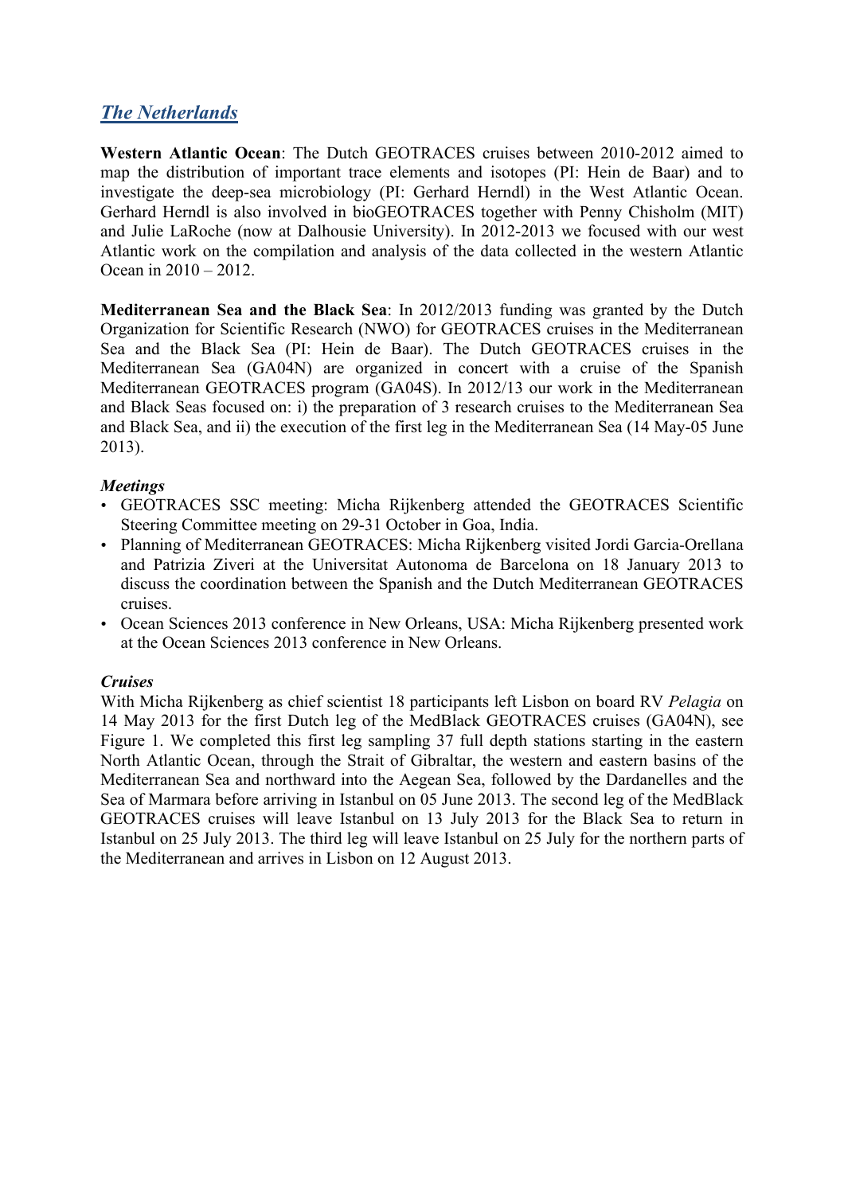## *The Netherlands*

**Western Atlantic Ocean**: The Dutch GEOTRACES cruises between 2010-2012 aimed to map the distribution of important trace elements and isotopes (PI: Hein de Baar) and to investigate the deep-sea microbiology (PI: Gerhard Herndl) in the West Atlantic Ocean. Gerhard Herndl is also involved in bioGEOTRACES together with Penny Chisholm (MIT) and Julie LaRoche (now at Dalhousie University). In 2012-2013 we focused with our west Atlantic work on the compilation and analysis of the data collected in the western Atlantic Ocean in 2010 – 2012.

**Mediterranean Sea and the Black Sea**: In 2012/2013 funding was granted by the Dutch Organization for Scientific Research (NWO) for GEOTRACES cruises in the Mediterranean Sea and the Black Sea (PI: Hein de Baar). The Dutch GEOTRACES cruises in the Mediterranean Sea (GA04N) are organized in concert with a cruise of the Spanish Mediterranean GEOTRACES program (GA04S). In 2012/13 our work in the Mediterranean and Black Seas focused on: i) the preparation of 3 research cruises to the Mediterranean Sea and Black Sea, and ii) the execution of the first leg in the Mediterranean Sea (14 May-05 June 2013).

### *Meetings*

- GEOTRACES SSC meeting: Micha Rijkenberg attended the GEOTRACES Scientific Steering Committee meeting on 29-31 October in Goa, India.
- Planning of Mediterranean GEOTRACES: Micha Rijkenberg visited Jordi Garcia-Orellana and Patrizia Ziveri at the Universitat Autonoma de Barcelona on 18 January 2013 to discuss the coordination between the Spanish and the Dutch Mediterranean GEOTRACES cruises.
- Ocean Sciences 2013 conference in New Orleans, USA: Micha Rijkenberg presented work at the Ocean Sciences 2013 conference in New Orleans.

### *Cruises*

With Micha Rijkenberg as chief scientist 18 participants left Lisbon on board RV *Pelagia* on 14 May 2013 for the first Dutch leg of the MedBlack GEOTRACES cruises (GA04N), see Figure 1. We completed this first leg sampling 37 full depth stations starting in the eastern North Atlantic Ocean, through the Strait of Gibraltar, the western and eastern basins of the Mediterranean Sea and northward into the Aegean Sea, followed by the Dardanelles and the Sea of Marmara before arriving in Istanbul on 05 June 2013. The second leg of the MedBlack GEOTRACES cruises will leave Istanbul on 13 July 2013 for the Black Sea to return in Istanbul on 25 July 2013. The third leg will leave Istanbul on 25 July for the northern parts of the Mediterranean and arrives in Lisbon on 12 August 2013.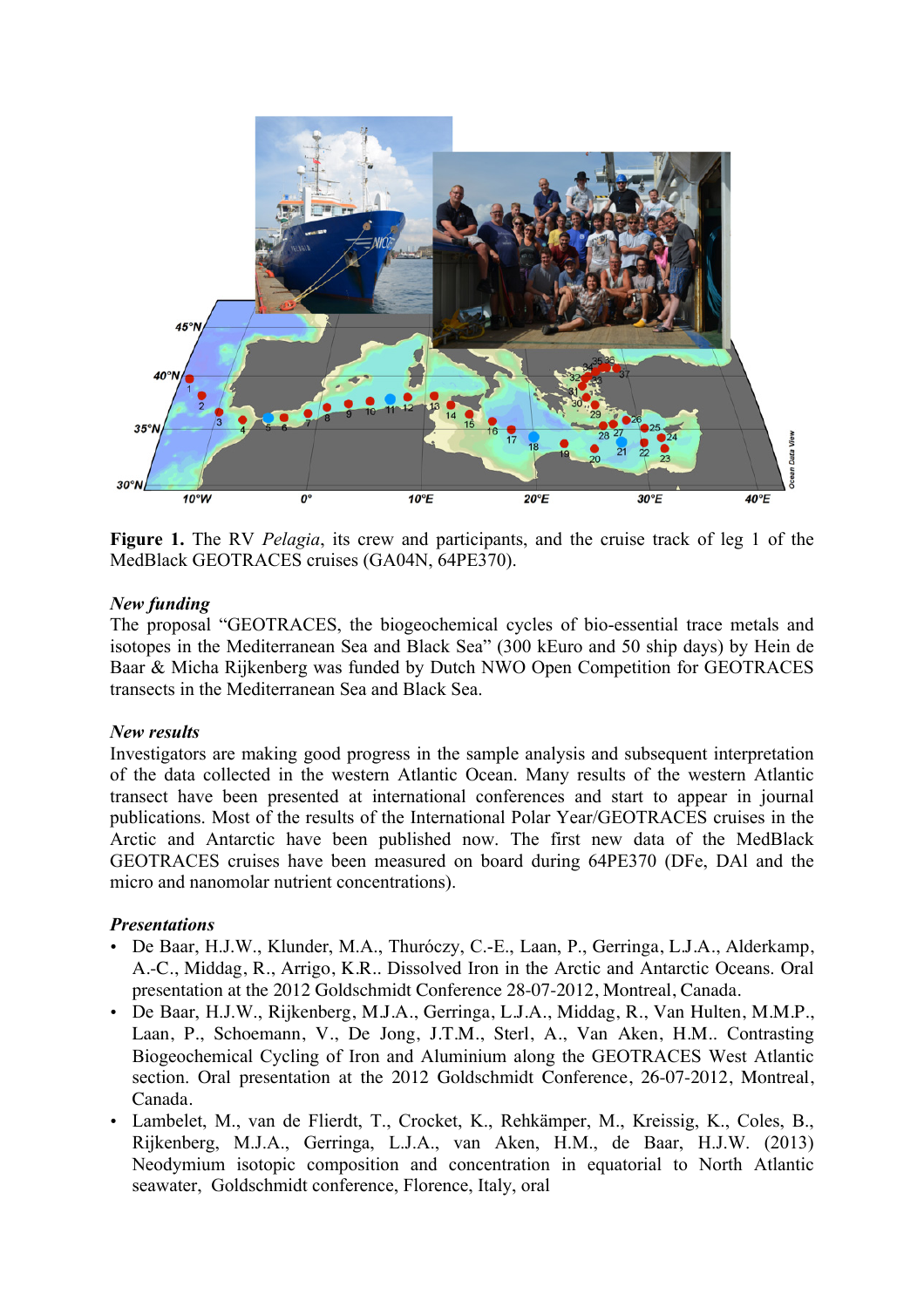**Figure 1.** The RV *Pelagia*, its crew and participants, and the cruise track of leg 1 of the MedBlack GEOTRACES cruises (GA04N, 64PE370).

### *New funding*

The proposal "GEOTRACES, the biogeochemical cycles of bio-essential trace metals and isotopes in the Mediterranean Sea and Black Sea" (300 kEuro and 50 ship days) by Hein de Baar & Micha Rijkenberg was funded by Dutch NWO Open Competition for GEOTRACES transects in the Mediterranean Sea and Black Sea.

### *New results*

Investigators are making good progress in the sample analysis and subsequent interpretation of the data collected in the western Atlantic Ocean. Many results of the western Atlantic transect have been presented at international conferences and start to appear in journal publications. Most of the results of the International Polar Year/GEOTRACES cruises in the Arctic and Antarctic have been published now. The first new data of the MedBlack GEOTRACES cruises have been measured on board during 64PE370 (DFe, DAl and the micro and nanomolar nutrient concentrations).

### *Presentations*

- De Baar, H.J.W., Klunder, M.A., Thuróczy, C.-E., Laan, P., Gerringa, L.J.A., Alderkamp, A.-C., Middag, R., Arrigo, K.R.. Dissolved Iron in the Arctic and Antarctic Oceans. Oral presentation at the 2012 Goldschmidt Conference 28-07-2012, Montreal, Canada.
- De Baar, H.J.W., Rijkenberg, M.J.A., Gerringa, L.J.A., Middag, R., Van Hulten, M.M.P., Laan, P., Schoemann, V., De Jong, J.T.M., Sterl, A., Van Aken, H.M.. Contrasting Biogeochemical Cycling of Iron and Aluminium along the GEOTRACES West Atlantic section. Oral presentation at the 2012 Goldschmidt Conference, 26-07-2012, Montreal, Canada.
- Lambelet, M., van de Flierdt, T., Crocket, K., Rehkämper, M., Kreissig, K., Coles, B., Rijkenberg, M.J.A., Gerringa, L.J.A., van Aken, H.M., de Baar, H.J.W. (2013) Neodymium isotopic composition and concentration in equatorial to North Atlantic seawater, Goldschmidt conference, Florence, Italy, oral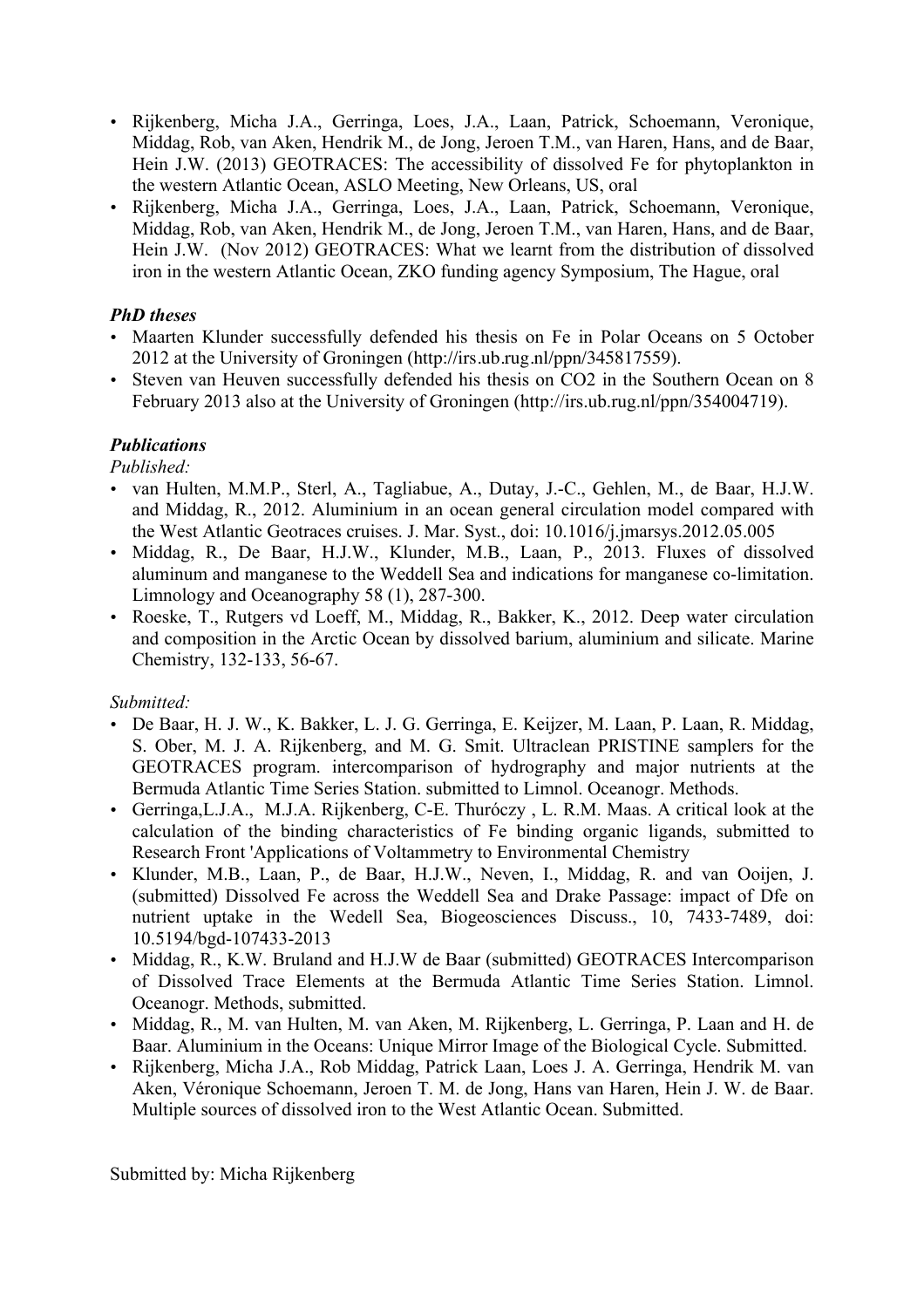- Rijkenberg, Micha J.A., Gerringa, Loes, J.A., Laan, Patrick, Schoemann, Veronique, Middag, Rob, van Aken, Hendrik M., de Jong, Jeroen T.M., van Haren, Hans, and de Baar, Hein J.W. (2013) GEOTRACES: The accessibility of dissolved Fe for phytoplankton in the western Atlantic Ocean, ASLO Meeting, New Orleans, US, oral
- Rijkenberg, Micha J.A., Gerringa, Loes, J.A., Laan, Patrick, Schoemann, Veronique, Middag, Rob, van Aken, Hendrik M., de Jong, Jeroen T.M., van Haren, Hans, and de Baar, Hein J.W. (Nov 2012) GEOTRACES: What we learnt from the distribution of dissolved iron in the western Atlantic Ocean, ZKO funding agency Symposium, The Hague, oral

### *PhD theses*

- Maarten Klunder successfully defended his thesis on Fe in Polar Oceans on 5 October 2012 at the University of Groningen (http://irs.ub.rug.nl/ppn/345817559).
- Steven van Heuven successfully defended his thesis on CO2 in the Southern Ocean on 8 February 2013 also at the University of Groningen (http://irs.ub.rug.nl/ppn/354004719).

### *Publications*

*Published:*

- van Hulten, M.M.P., Sterl, A., Tagliabue, A., Dutay, J.-C., Gehlen, M., de Baar, H.J.W. and Middag, R., 2012. Aluminium in an ocean general circulation model compared with the West Atlantic Geotraces cruises. J. Mar. Syst., doi: 10.1016/j.jmarsys.2012.05.005
- Middag, R., De Baar, H.J.W., Klunder, M.B., Laan, P., 2013. Fluxes of dissolved aluminum and manganese to the Weddell Sea and indications for manganese co-limitation. Limnology and Oceanography 58 (1), 287-300.
- Roeske, T., Rutgers vd Loeff, M., Middag, R., Bakker, K., 2012. Deep water circulation and composition in the Arctic Ocean by dissolved barium, aluminium and silicate. Marine Chemistry, 132-133, 56-67.

*Submitted:*

- De Baar, H. J. W., K. Bakker, L. J. G. Gerringa, E. Keijzer, M. Laan, P. Laan, R. Middag, S. Ober, M. J. A. Rijkenberg, and M. G. Smit. Ultraclean PRISTINE samplers for the GEOTRACES program. intercomparison of hydrography and major nutrients at the Bermuda Atlantic Time Series Station. submitted to Limnol. Oceanogr. Methods.
- Gerringa,L.J.A., M.J.A. Rijkenberg, C-E. Thuróczy , L. R.M. Maas. A critical look at the calculation of the binding characteristics of Fe binding organic ligands, submitted to Research Front 'Applications of Voltammetry to Environmental Chemistry
- Klunder, M.B., Laan, P., de Baar, H.J.W., Neven, I., Middag, R. and van Ooijen, J. (submitted) Dissolved Fe across the Weddell Sea and Drake Passage: impact of Dfe on nutrient uptake in the Wedell Sea, Biogeosciences Discuss., 10, 7433-7489, doi: 10.5194/bgd-107433-2013
- Middag, R., K.W. Bruland and H.J.W de Baar (submitted) GEOTRACES Intercomparison of Dissolved Trace Elements at the Bermuda Atlantic Time Series Station. Limnol. Oceanogr. Methods, submitted.
- Middag, R., M. van Hulten, M. van Aken, M. Rijkenberg, L. Gerringa, P. Laan and H. de Baar. Aluminium in the Oceans: Unique Mirror Image of the Biological Cycle. Submitted.
- Rijkenberg, Micha J.A., Rob Middag, Patrick Laan, Loes J. A. Gerringa, Hendrik M. van Aken, Véronique Schoemann, Jeroen T. M. de Jong, Hans van Haren, Hein J. W. de Baar. Multiple sources of dissolved iron to the West Atlantic Ocean. Submitted.

Submitted by: Micha Rijkenberg